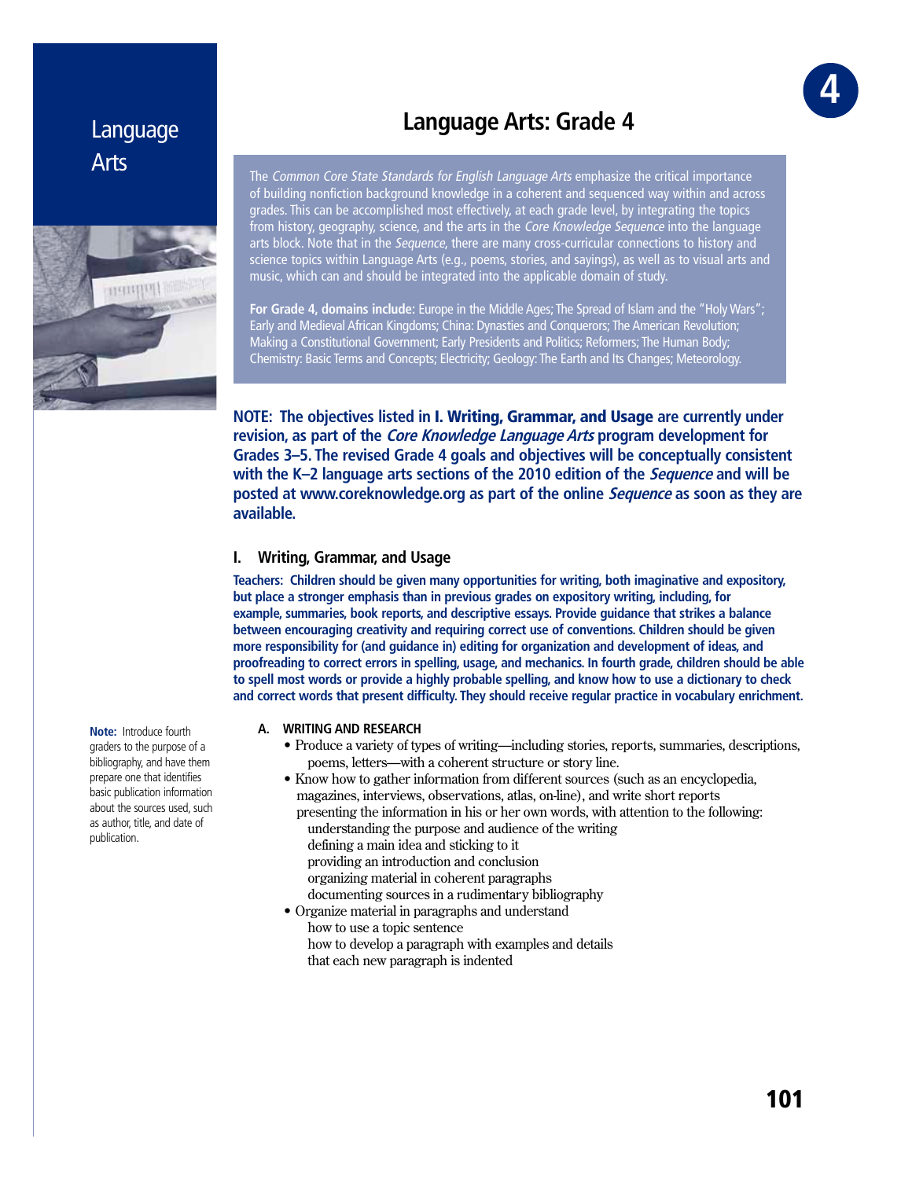# Language Arts: Grade 4

The *Common Core State Standards for English Language Arts* emphasize the critical importance of building nonfiction background knowledge in a coherent and sequenced way within and across grades. This can be accomplished most effectively, at each grade level, by integrating the topics from history, geography, science, and the arts in the *Core Knowledge Sequence* into the language arts block. Note that in the *Sequence*, there are many cross-curricular connections to history and science topics within Language Arts (e.g., poems, stories, and sayings), as well as to visual arts and music, which can and should be integrated into the applicable domain of study.

**For Grade 4, domains include:** Europe in the Middle Ages; The Spread of Islam and the "Holy Wars"; Early and Medieval African Kingdoms; China: Dynasties and Conquerors; The American Revolution; Making a Constitutional Government; Early Presidents and Politics; Reformers; The Human Body; Chemistry: Basic Terms and Concepts; Electricity; Geology: The Earth and Its Changes; Meteorology.

**NOTE: The objectives listed in I. Writing, Grammar, and Usage are currently under revision, as part of the *Core Knowledge Language Arts* program development for Grades 3–5. The revised Grade 4 goals and objectives will be conceptually consistent with the K–2 language arts sections of the 2010 edition of the *Sequence* and will be posted at www.coreknowledge.org as part of the online *Sequence* as soon as they are available.**

## I. Writing, Grammar, and Usage

**Teachers: Children should be given many opportunities for writing, both imaginative and expository, but place a stronger emphasis than in previous grades on expository writing, including, for example, summaries, book reports, and descriptive essays. Provide guidance that strikes a balance between encouraging creativity and requiring correct use of conventions. Children should be given more responsibility for (and guidance in) editing for organization and development of ideas, and proofreading to correct errors in spelling, usage, and mechanics. In fourth grade, children should be able to spell most words or provide a highly probable spelling, and know how to use a dictionary to check and correct words that present difficulty. They should receive regular practice in vocabulary enrichment.**

### A. WRITING AND RESEARCH

- Produce a variety of types of writing—including stories, reports, summaries, descriptions, poems, letters—with a coherent structure or story line.
- Know how to gather information from different sources (such as an encyclopedia, magazines, interviews, observations, atlas, on-line), and write short reports presenting the information in his or her own words, with attention to the following:
  - understanding the purpose and audience of the writing
  - defining a main idea and sticking to it
  - providing an introduction and conclusion
  - organizing material in coherent paragraphs
  - documenting sources in a rudimentary bibliography
- Organize material in paragraphs and understand
  - how to use a topic sentence
  - how to develop a paragraph with examples and details
  - that each new paragraph is indented

**Note:** Introduce fourth graders to the purpose of a bibliography, and have them prepare one that identifies basic publication information about the sources used, such as author, title, and date of publication.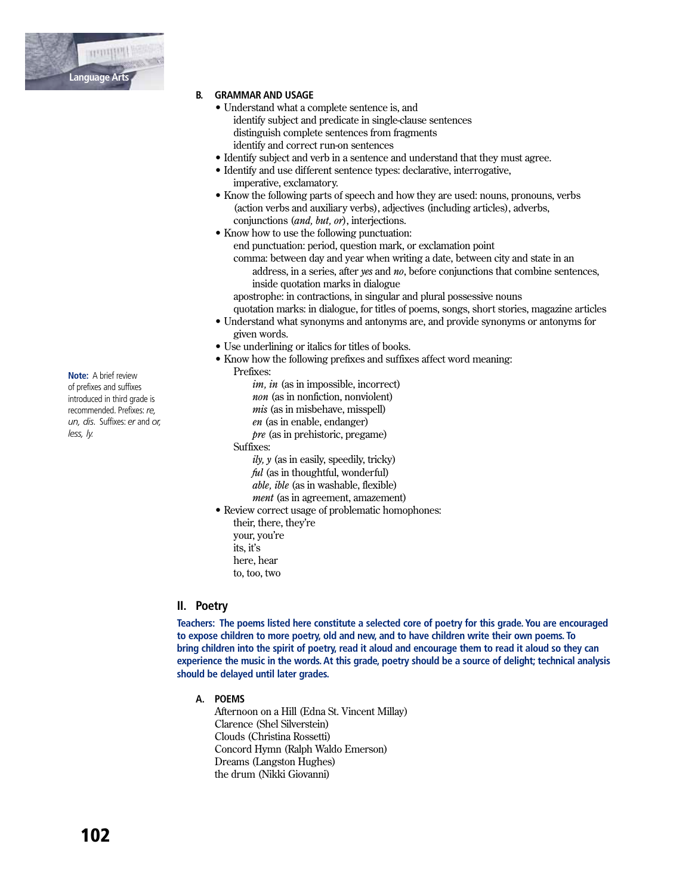### B. GRAMMAR AND USAGE

- Understand what a complete sentence is, and
  - identify subject and predicate in single-clause sentences
  - distinguish complete sentences from fragments
  - identify and correct run-on sentences
- Identify subject and verb in a sentence and understand that they must agree.
- Identify and use different sentence types: declarative, interrogative, imperative, exclamatory.
- Know the following parts of speech and how they are used: nouns, pronouns, verbs (action verbs and auxiliary verbs), adjectives (including articles), adverbs, conjunctions (*and, but, or*), interjections.
- Know how to use the following punctuation:
  - end punctuation: period, question mark, or exclamation point
  - comma: between day and year when writing a date, between city and state in an address, in a series, after *yes* and *no*, before conjunctions that combine sentences, inside quotation marks in dialogue
  - apostrophe: in contractions, in singular and plural possessive nouns
  - quotation marks: in dialogue, for titles of poems, songs, short stories, magazine articles
- Understand what synonyms and antonyms are, and provide synonyms or antonyms for given words.
- Use underlining or italics for titles of books.
- Know how the following prefixes and suffixes affect word meaning:
  - Prefixes:
    - *im, in* (as in impossible, incorrect)
    - *non* (as in nonfiction, nonviolent)
    - *mis* (as in misbehave, misspell)
    - *en* (as in enable, endanger)
    - *pre* (as in prehistoric, pregame)
  - Suffixes:
    - *ily, y* (as in easily, speedily, tricky)
    - *ful* (as in thoughtful, wonderful)
    - *able, ible* (as in washable, flexible)
    - *ment* (as in agreement, amazement)
- Review correct usage of problematic homophones:
  - their, there, they're
  - your, you're
  - its, it's
  - here, hear
  - to, too, two

**Note:** A brief review of prefixes and suffixes introduced in third grade is recommended. Prefixes: *re, un, dis.* Suffixes: *er* and *or, less, ly.*

## II. Poetry

**Teachers: The poems listed here constitute a selected core of poetry for this grade. You are encouraged to expose children to more poetry, old and new, and to have children write their own poems. To bring children into the spirit of poetry, read it aloud and encourage them to read it aloud so they can experience the music in the words. At this grade, poetry should be a source of delight; technical analysis should be delayed until later grades.**

### A. POEMS

Afternoon on a Hill (Edna St. Vincent Millay)
Clarence (Shel Silverstein)
Clouds (Christina Rossetti)
Concord Hymn (Ralph Waldo Emerson)
Dreams (Langston Hughes)
the drum (Nikki Giovanni)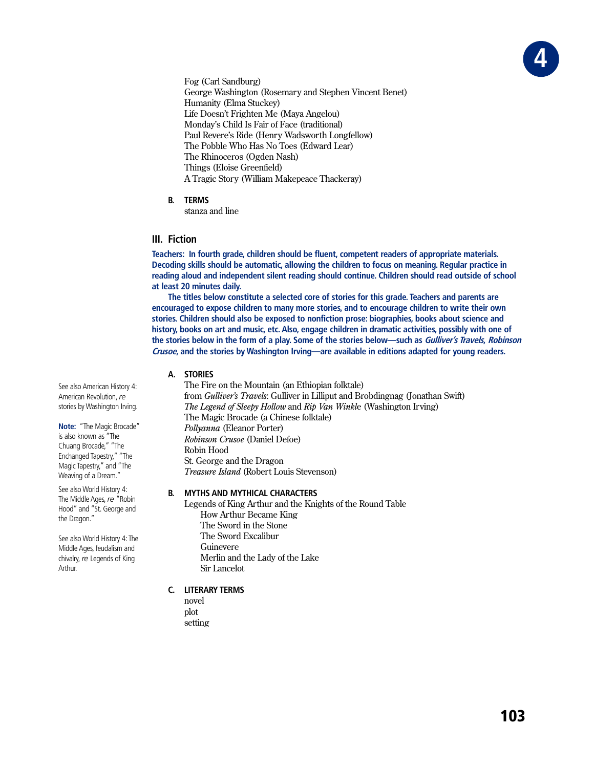Fog (Carl Sandburg)
George Washington (Rosemary and Stephen Vincent Benet)
Humanity (Elma Stuckey)
Life Doesn't Frighten Me (Maya Angelou)
Monday's Child Is Fair of Face (traditional)
Paul Revere's Ride (Henry Wadsworth Longfellow)
The Pobble Who Has No Toes (Edward Lear)
The Rhinoceros (Ogden Nash)
Things (Eloise Greenfield)
A Tragic Story (William Makepeace Thackeray)

**B. TERMS**

stanza and line

## III. Fiction

**Teachers: In fourth grade, children should be fluent, competent readers of appropriate materials. Decoding skills should be automatic, allowing the children to focus on meaning. Regular practice in reading aloud and independent silent reading should continue. Children should read outside of school at least 20 minutes daily.**

**The titles below constitute a selected core of stories for this grade. Teachers and parents are encouraged to expose children to many more stories, and to encourage children to write their own stories. Children should also be exposed to nonfiction prose: biographies, books about science and history, books on art and music, etc. Also, engage children in dramatic activities, possibly with one of the stories below in the form of a play. Some of the stories below—such as *Gulliver's Travels*, *Robinson Crusoe*, and the stories by Washington Irving—are available in editions adapted for young readers.**

**A. STORIES**

The Fire on the Mountain (an Ethiopian folktale)
from *Gulliver's Travels*: Gulliver in Lilliput and Brobdingnag (Jonathan Swift)
*The Legend of Sleepy Hollow* and *Rip Van Winkle* (Washington Irving)
The Magic Brocade (a Chinese folktale)
*Pollyanna* (Eleanor Porter)
*Robinson Crusoe* (Daniel Defoe)
Robin Hood
St. George and the Dragon
*Treasure Island* (Robert Louis Stevenson)

See also American History 4: American Revolution, *re* stories by Washington Irving.

**Note:** "The Magic Brocade" is also known as "The Chuang Brocade," "The Enchanged Tapestry," "The Magic Tapestry," and "The Weaving of a Dream."

See also World History 4: The Middle Ages, *re* "Robin Hood" and "St. George and the Dragon."

**B. MYTHS AND MYTHICAL CHARACTERS**

Legends of King Arthur and the Knights of the Round Table
- How Arthur Became King
- The Sword in the Stone
- The Sword Excalibur
- Guinevere
- Merlin and the Lady of the Lake
- Sir Lancelot

See also World History 4: The Middle Ages, feudalism and chivalry, *re* Legends of King Arthur.

**C. LITERARY TERMS**

novel
plot
setting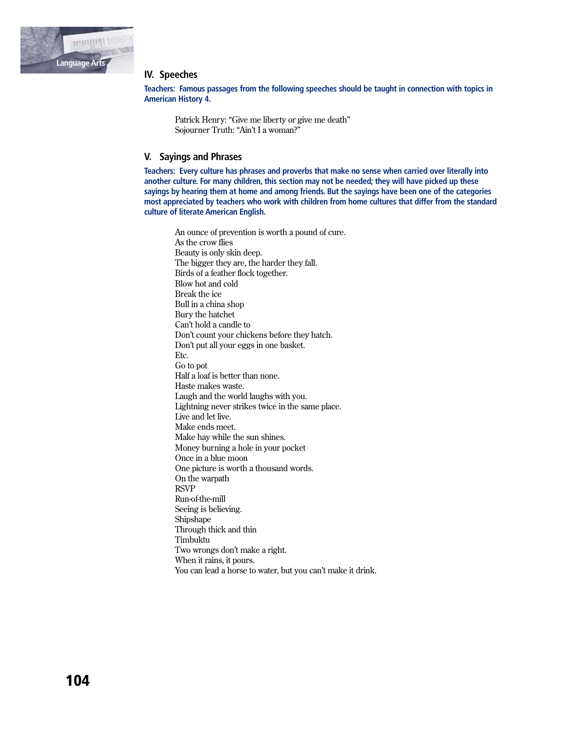## IV. Speeches

**Teachers: Famous passages from the following speeches should be taught in connection with topics in American History 4.**

Patrick Henry: "Give me liberty or give me death"
Sojourner Truth: "Ain't I a woman?"

## V. Sayings and Phrases

**Teachers: Every culture has phrases and proverbs that make no sense when carried over literally into another culture. For many children, this section may not be needed; they will have picked up these sayings by hearing them at home and among friends. But the sayings have been one of the categories most appreciated by teachers who work with children from home cultures that differ from the standard culture of literate American English.**

An ounce of prevention is worth a pound of cure.
As the crow flies
Beauty is only skin deep.
The bigger they are, the harder they fall.
Birds of a feather flock together.
Blow hot and cold
Break the ice
Bull in a china shop
Bury the hatchet
Can't hold a candle to
Don't count your chickens before they hatch.
Don't put all your eggs in one basket.
Etc.
Go to pot
Half a loaf is better than none.
Haste makes waste.
Laugh and the world laughs with you.
Lightning never strikes twice in the same place.
Live and let live.
Make ends meet.
Make hay while the sun shines.
Money burning a hole in your pocket
Once in a blue moon
One picture is worth a thousand words.
On the warpath
RSVP
Run-of-the-mill
Seeing is believing.
Shipshape
Through thick and thin
Timbuktu
Two wrongs don't make a right.
When it rains, it pours.
You can lead a horse to water, but you can't make it drink.